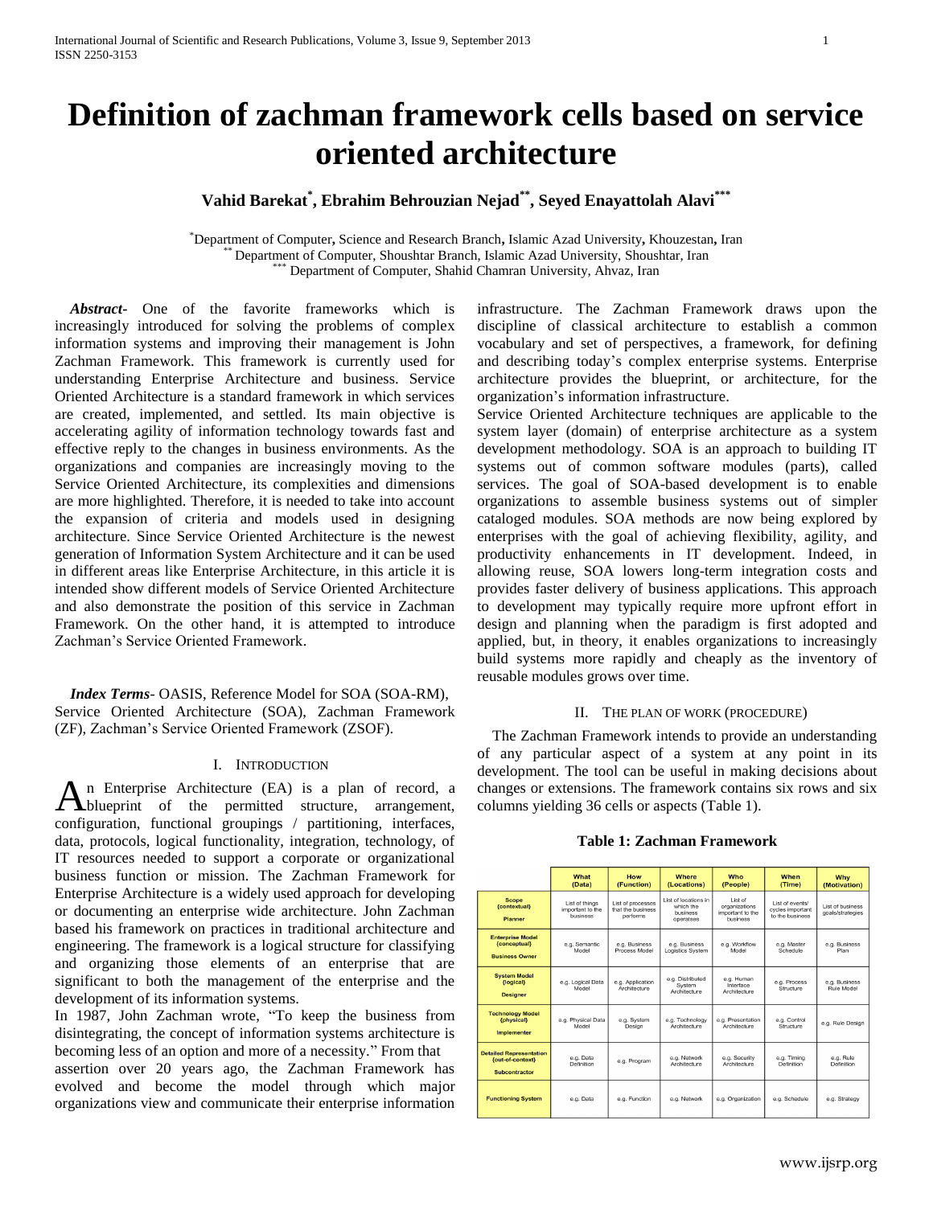# Definition of zachman framework cells based on service oriented architecture

**Vahid Barekat[*], Ebrahim Behrouzian Nejad[**], Seyed Enayattolah Alavi[***]**

[*] Department of Computer, Science and Research Branch, Islamic Azad University, Khouzestan, Iran
[**] Department of Computer, Shoushtar Branch, Islamic Azad University, Shoushtar, Iran
[***] Department of Computer, Shahid Chamran University, Ahvaz, Iran

***Abstract***- One of the favorite frameworks which is increasingly introduced for solving the problems of complex information systems and improving their management is John Zachman Framework. This framework is currently used for understanding Enterprise Architecture and business. Service Oriented Architecture is a standard framework in which services are created, implemented, and settled. Its main objective is accelerating agility of information technology towards fast and effective reply to the changes in business environments. As the organizations and companies are increasingly moving to the Service Oriented Architecture, its complexities and dimensions are more highlighted. Therefore, it is needed to take into account the expansion of criteria and models used in designing architecture. Since Service Oriented Architecture is the newest generation of Information System Architecture and it can be used in different areas like Enterprise Architecture, in this article it is intended show different models of Service Oriented Architecture and also demonstrate the position of this service in Zachman Framework. On the other hand, it is attempted to introduce Zachman's Service Oriented Framework.

***Index Terms***- OASIS, Reference Model for SOA (SOA-RM), Service Oriented Architecture (SOA), Zachman Framework (ZF), Zachman's Service Oriented Framework (ZSOF).

## I. Introduction

An Enterprise Architecture (EA) is a plan of record, a blueprint of the permitted structure, arrangement, configuration, functional groupings / partitioning, interfaces, data, protocols, logical functionality, integration, technology, of IT resources needed to support a corporate or organizational business function or mission. The Zachman Framework for Enterprise Architecture is a widely used approach for developing or documenting an enterprise wide architecture. John Zachman based his framework on practices in traditional architecture and engineering. The framework is a logical structure for classifying and organizing those elements of an enterprise that are significant to both the management of the enterprise and the development of its information systems.

In 1987, John Zachman wrote, "To keep the business from disintegrating, the concept of information systems architecture is becoming less of an option and more of a necessity." From that assertion over 20 years ago, the Zachman Framework has evolved and become the model through which major organizations view and communicate their enterprise information infrastructure. The Zachman Framework draws upon the discipline of classical architecture to establish a common vocabulary and set of perspectives, a framework, for defining and describing today's complex enterprise systems. Enterprise architecture provides the blueprint, or architecture, for the organization's information infrastructure.

Service Oriented Architecture techniques are applicable to the system layer (domain) of enterprise architecture as a system development methodology. SOA is an approach to building IT systems out of common software modules (parts), called services. The goal of SOA-based development is to enable organizations to assemble business systems out of simpler cataloged modules. SOA methods are now being explored by enterprises with the goal of achieving flexibility, agility, and productivity enhancements in IT development. Indeed, in allowing reuse, SOA lowers long-term integration costs and provides faster delivery of business applications. This approach to development may typically require more upfront effort in design and planning when the paradigm is first adopted and applied, but, in theory, it enables organizations to increasingly build systems more rapidly and cheaply as the inventory of reusable modules grows over time.

## II. The plan of work (procedure)

The Zachman Framework intends to provide an understanding of any particular aspect of a system at any point in its development. The tool can be useful in making decisions about changes or extensions. The framework contains six rows and six columns yielding 36 cells or aspects (Table 1).

**Table 1: Zachman Framework**

| | What (Data) | How (Function) | Where (Locations) | Who (People) | When (Time) | Why (Motivation) |
|---|---|---|---|---|---|---|
| Scope {contextual} Planner | List of things important to the business | List of processes that the business performs | List of locations in which the business operates | List of organizations important to the business | List of events/ cycles important to the business | List of business goals/strategies |
| Enterprise Model {conceptual} Business Owner | e.g. Semantic Model | e.g. Business Process Model | e.g. Business Logistics System | e.g. Workflow Model | e.g. Master Schedule | e.g. Business Plan |
| System Model {logical} Designer | e.g. Logical Data Model | e.g. Application Architecture | e.g. Distributed System Architecture | e.g. Human Interface Architecture | e.g. Process Structure | e.g. Business Rule Model |
| Technology Model {physical} Implementer | e.g. Physical Data Model | e.g. System Design | e.g. Technology Architecture | e.g. Presentation Architecture | e.g. Control Structure | e.g. Rule Design |
| Detailed Representation {out-of-context} Subcontractor | e.g. Data Definition | e.g. Program | e.g. Network Architecture | e.g. Security Architecture | e.g. Timing Definition | e.g. Rule Definition |
| Functioning System | e.g. Data | e.g. Function | e.g. Network | e.g. Organization | e.g. Schedule | e.g. Strategy |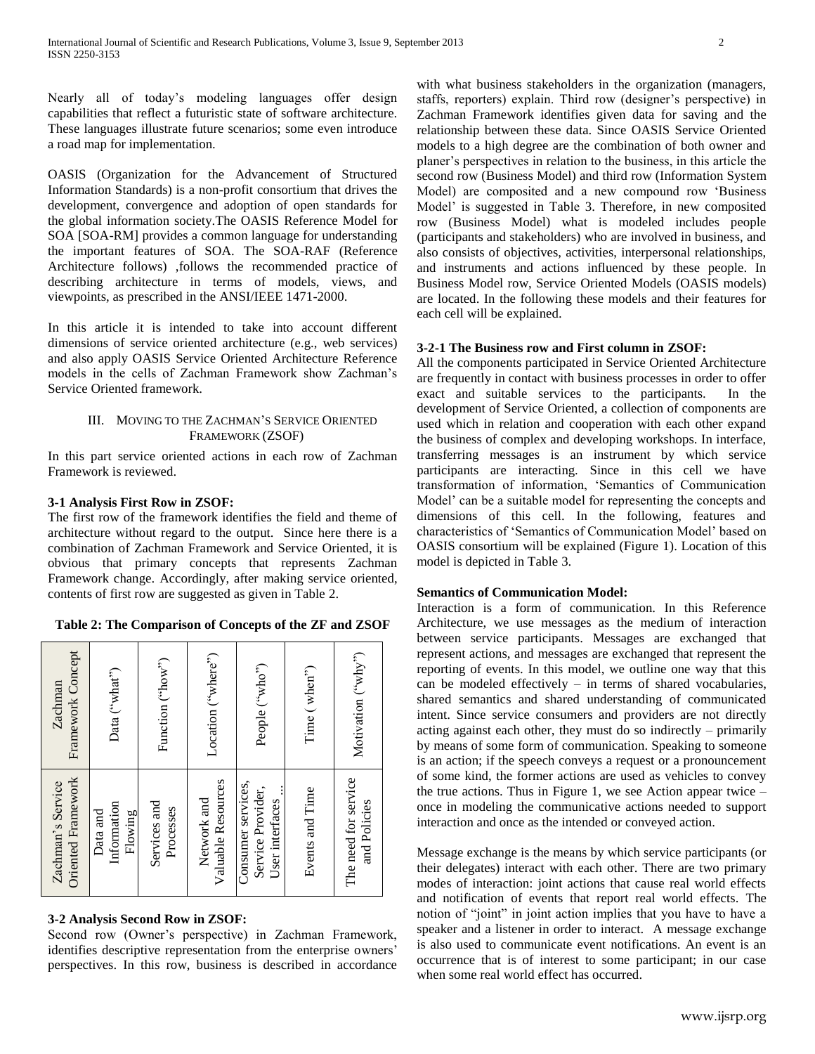Nearly all of today's modeling languages offer design capabilities that reflect a futuristic state of software architecture. These languages illustrate future scenarios; some even introduce a road map for implementation.

OASIS (Organization for the Advancement of Structured Information Standards) is a non-profit consortium that drives the development, convergence and adoption of open standards for the global information society.The OASIS Reference Model for SOA [SOA-RM] provides a common language for understanding the important features of SOA. The SOA-RAF (Reference Architecture follows) ,follows the recommended practice of describing architecture in terms of models, views, and viewpoints, as prescribed in the ANSI/IEEE 1471-2000.

In this article it is intended to take into account different dimensions of service oriented architecture (e.g., web services) and also apply OASIS Service Oriented Architecture Reference models in the cells of Zachman Framework show Zachman's Service Oriented framework.

## III. Moving to the Zachman's Service Oriented Framework (ZSOF)

In this part service oriented actions in each row of Zachman Framework is reviewed.

### 3-1 Analysis First Row in ZSOF:

The first row of the framework identifies the field and theme of architecture without regard to the output. Since here there is a combination of Zachman Framework and Service Oriented, it is obvious that primary concepts that represents Zachman Framework change. Accordingly, after making service oriented, contents of first row are suggested as given in Table 2.

**Table 2: The Comparison of Concepts of the ZF and ZSOF**

| Zachman Framework Concept | Zachman's Service Oriented Framework |
|---|---|
| Data ("what") | Data and Information Flowing |
| Function ("how") | Services and Processes |
| Location ("where") | Network and Valuable Resources |
| People ("who") | Consumer services, Service Provider, User interfaces ... |
| Time ( when") | Events and Time |
| Motivation ("why") | The need for service and Policies |

### 3-2 Analysis Second Row in ZSOF:

Second row (Owner's perspective) in Zachman Framework, identifies descriptive representation from the enterprise owners' perspectives. In this row, business is described in accordance with what business stakeholders in the organization (managers, staffs, reporters) explain. Third row (designer's perspective) in Zachman Framework identifies given data for saving and the relationship between these data. Since OASIS Service Oriented models to a high degree are the combination of both owner and planer's perspectives in relation to the business, in this article the second row (Business Model) and third row (Information System Model) are composited and a new compound row 'Business Model' is suggested in Table 3. Therefore, in new composited row (Business Model) what is modeled includes people (participants and stakeholders) who are involved in business, and also consists of objectives, activities, interpersonal relationships, and instruments and actions influenced by these people. In Business Model row, Service Oriented Models (OASIS models) are located. In the following these models and their features for each cell will be explained.

### 3-2-1 The Business row and First column in ZSOF:

All the components participated in Service Oriented Architecture are frequently in contact with business processes in order to offer exact and suitable services to the participants. In the development of Service Oriented, a collection of components are used which in relation and cooperation with each other expand the business of complex and developing workshops. In interface, transferring messages is an instrument by which service participants are interacting. Since in this cell we have transformation of information, 'Semantics of Communication Model' can be a suitable model for representing the concepts and dimensions of this cell. In the following, features and characteristics of 'Semantics of Communication Model' based on OASIS consortium will be explained (Figure 1). Location of this model is depicted in Table 3.

**Semantics of Communication Model:**

Interaction is a form of communication. In this Reference Architecture, we use messages as the medium of interaction between service participants. Messages are exchanged that represent actions, and messages are exchanged that represent the reporting of events. In this model, we outline one way that this can be modeled effectively – in terms of shared vocabularies, shared semantics and shared understanding of communicated intent. Since service consumers and providers are not directly acting against each other, they must do so indirectly – primarily by means of some form of communication. Speaking to someone is an action; if the speech conveys a request or a pronouncement of some kind, the former actions are used as vehicles to convey the true actions. Thus in Figure 1, we see Action appear twice – once in modeling the communicative actions needed to support interaction and once as the intended or conveyed action.

Message exchange is the means by which service participants (or their delegates) interact with each other. There are two primary modes of interaction: joint actions that cause real world effects and notification of events that report real world effects. The notion of "joint" in joint action implies that you have to have a speaker and a listener in order to interact. A message exchange is also used to communicate event notifications. An event is an occurrence that is of interest to some participant; in our case when some real world effect has occurred.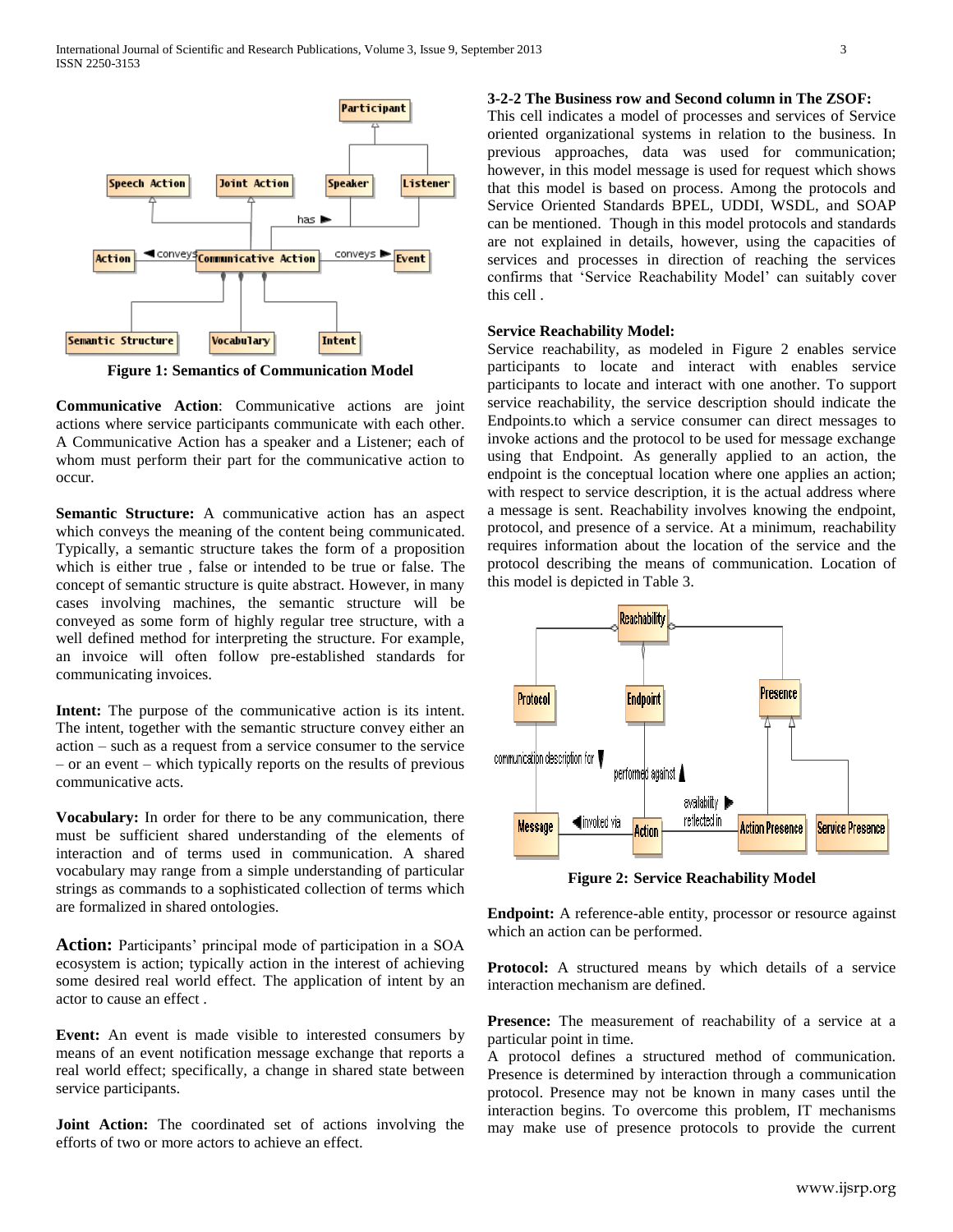**Figure 1: Semantics of Communication Model**

**Communicative Action**: Communicative actions are joint actions where service participants communicate with each other. A Communicative Action has a speaker and a Listener; each of whom must perform their part for the communicative action to occur.

**Semantic Structure:** A communicative action has an aspect which conveys the meaning of the content being communicated. Typically, a semantic structure takes the form of a proposition which is either true , false or intended to be true or false. The concept of semantic structure is quite abstract. However, in many cases involving machines, the semantic structure will be conveyed as some form of highly regular tree structure, with a well defined method for interpreting the structure. For example, an invoice will often follow pre-established standards for communicating invoices.

**Intent:** The purpose of the communicative action is its intent. The intent, together with the semantic structure convey either an action – such as a request from a service consumer to the service – or an event – which typically reports on the results of previous communicative acts.

**Vocabulary:** In order for there to be any communication, there must be sufficient shared understanding of the elements of interaction and of terms used in communication. A shared vocabulary may range from a simple understanding of particular strings as commands to a sophisticated collection of terms which are formalized in shared ontologies.

**Action:** Participants' principal mode of participation in a SOA ecosystem is action; typically action in the interest of achieving some desired real world effect. The application of intent by an actor to cause an effect .

**Event:** An event is made visible to interested consumers by means of an event notification message exchange that reports a real world effect; specifically, a change in shared state between service participants.

**Joint Action:** The coordinated set of actions involving the efforts of two or more actors to achieve an effect.

**3-2-2 The Business row and Second column in The ZSOF:**

This cell indicates a model of processes and services of Service oriented organizational systems in relation to the business. In previous approaches, data was used for communication; however, in this model message is used for request which shows that this model is based on process. Among the protocols and Service Oriented Standards BPEL, UDDI, WSDL, and SOAP can be mentioned. Though in this model protocols and standards are not explained in details, however, using the capacities of services and processes in direction of reaching the services confirms that 'Service Reachability Model' can suitably cover this cell .

**Service Reachability Model:**

Service reachability, as modeled in Figure 2 enables service participants to locate and interact with enables service participants to locate and interact with one another. To support service reachability, the service description should indicate the Endpoints.to which a service consumer can direct messages to invoke actions and the protocol to be used for message exchange using that Endpoint. As generally applied to an action, the endpoint is the conceptual location where one applies an action; with respect to service description, it is the actual address where a message is sent. Reachability involves knowing the endpoint, protocol, and presence of a service. At a minimum, reachability requires information about the location of the service and the protocol describing the means of communication. Location of this model is depicted in Table 3.

**Figure 2: Service Reachability Model**

**Endpoint:** A reference-able entity, processor or resource against which an action can be performed.

**Protocol:** A structured means by which details of a service interaction mechanism are defined.

**Presence:** The measurement of reachability of a service at a particular point in time.

A protocol defines a structured method of communication. Presence is determined by interaction through a communication protocol. Presence may not be known in many cases until the interaction begins. To overcome this problem, IT mechanisms may make use of presence protocols to provide the current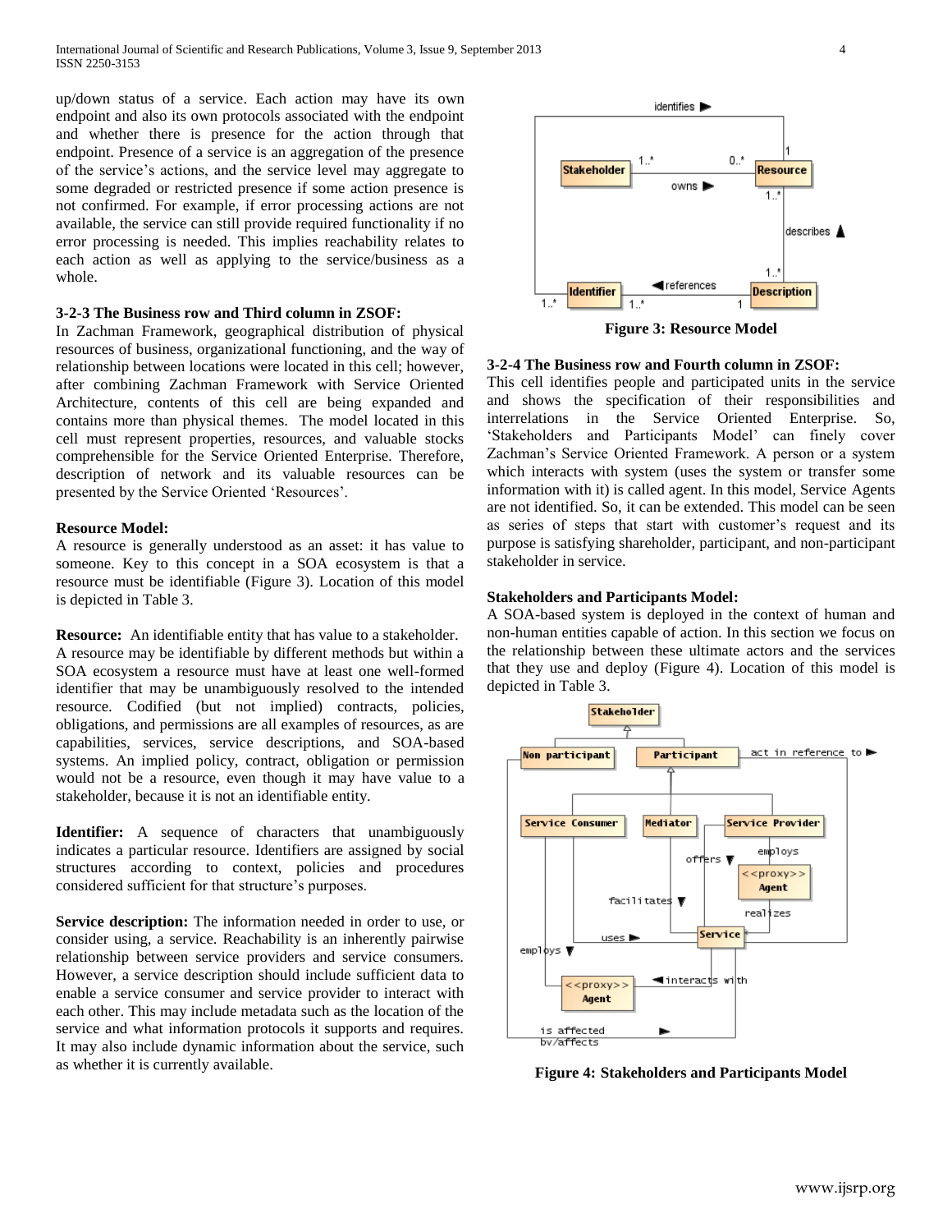up/down status of a service. Each action may have its own endpoint and also its own protocols associated with the endpoint and whether there is presence for the action through that endpoint. Presence of a service is an aggregation of the presence of the service's actions, and the service level may aggregate to some degraded or restricted presence if some action presence is not confirmed. For example, if error processing actions are not available, the service can still provide required functionality if no error processing is needed. This implies reachability relates to each action as well as applying to the service/business as a whole.

#### 3-2-3 The Business row and Third column in ZSOF:

In Zachman Framework, geographical distribution of physical resources of business, organizational functioning, and the way of relationship between locations were located in this cell; however, after combining Zachman Framework with Service Oriented Architecture, contents of this cell are being expanded and contains more than physical themes. The model located in this cell must represent properties, resources, and valuable stocks comprehensible for the Service Oriented Enterprise. Therefore, description of network and its valuable resources can be presented by the Service Oriented 'Resources'.

**Resource Model:**

A resource is generally understood as an asset: it has value to someone. Key to this concept in a SOA ecosystem is that a resource must be identifiable (Figure 3). Location of this model is depicted in Table 3.

**Resource:** An identifiable entity that has value to a stakeholder. A resource may be identifiable by different methods but within a SOA ecosystem a resource must have at least one well-formed identifier that may be unambiguously resolved to the intended resource. Codified (but not implied) contracts, policies, obligations, and permissions are all examples of resources, as are capabilities, services, service descriptions, and SOA-based systems. An implied policy, contract, obligation or permission would not be a resource, even though it may have value to a stakeholder, because it is not an identifiable entity.

**Identifier:** A sequence of characters that unambiguously indicates a particular resource. Identifiers are assigned by social structures according to context, policies and procedures considered sufficient for that structure's purposes.

**Service description:** The information needed in order to use, or consider using, a service. Reachability is an inherently pairwise relationship between service providers and service consumers. However, a service description should include sufficient data to enable a service consumer and service provider to interact with each other. This may include metadata such as the location of the service and what information protocols it supports and requires. It may also include dynamic information about the service, such as whether it is currently available.

**Figure 3: Resource Model**

#### 3-2-4 The Business row and Fourth column in ZSOF:

This cell identifies people and participated units in the service and shows the specification of their responsibilities and interrelations in the Service Oriented Enterprise. So, 'Stakeholders and Participants Model' can finely cover Zachman's Service Oriented Framework. A person or a system which interacts with system (uses the system or transfer some information with it) is called agent. In this model, Service Agents are not identified. So, it can be extended. This model can be seen as series of steps that start with customer's request and its purpose is satisfying shareholder, participant, and non-participant stakeholder in service.

**Stakeholders and Participants Model:**

A SOA-based system is deployed in the context of human and non-human entities capable of action. In this section we focus on the relationship between these ultimate actors and the services that they use and deploy (Figure 4). Location of this model is depicted in Table 3.

**Figure 4: Stakeholders and Participants Model**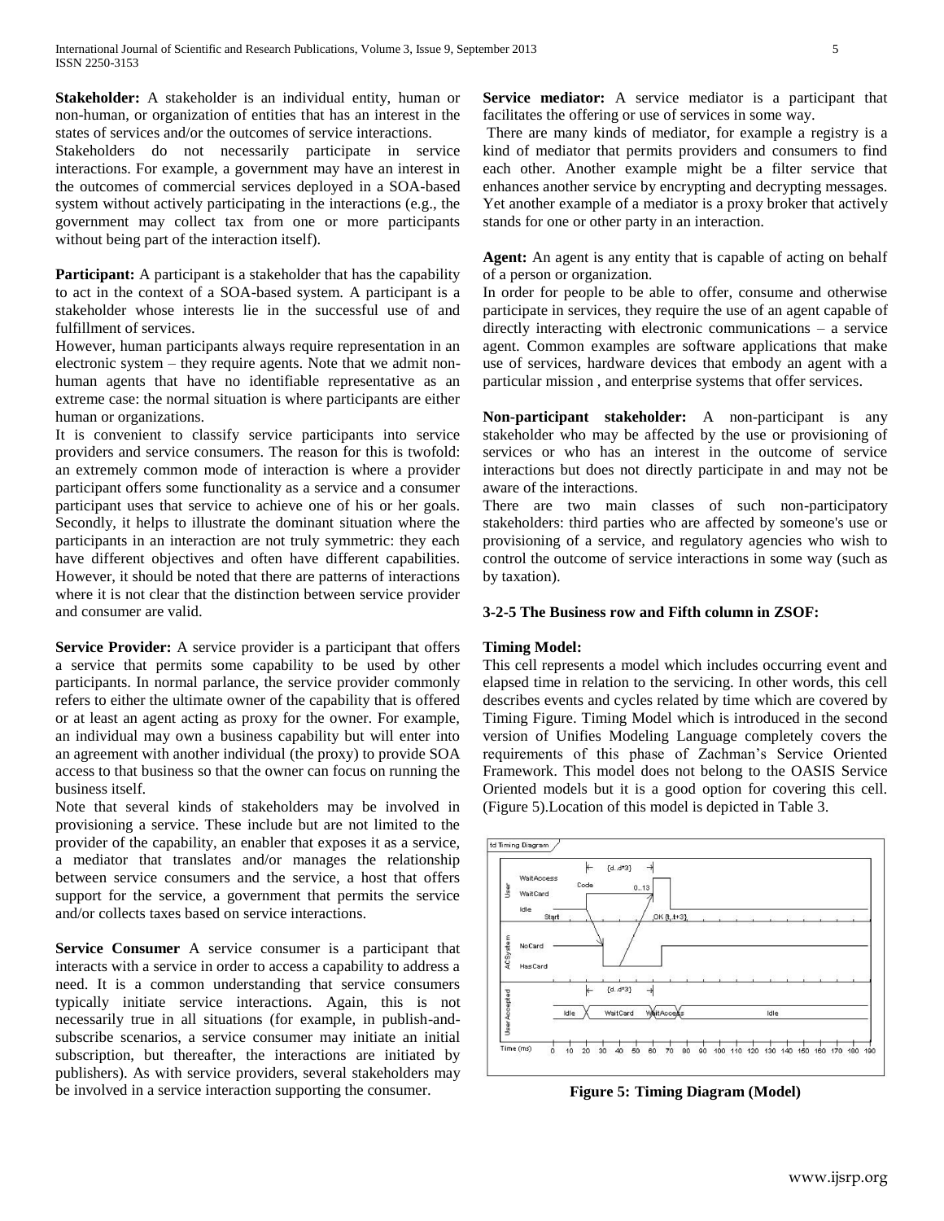**Stakeholder:** A stakeholder is an individual entity, human or non-human, or organization of entities that has an interest in the states of services and/or the outcomes of service interactions.
Stakeholders do not necessarily participate in service interactions. For example, a government may have an interest in the outcomes of commercial services deployed in a SOA-based system without actively participating in the interactions (e.g., the government may collect tax from one or more participants without being part of the interaction itself).

**Participant:** A participant is a stakeholder that has the capability to act in the context of a SOA-based system. A participant is a stakeholder whose interests lie in the successful use of and fulfillment of services.
However, human participants always require representation in an electronic system – they require agents. Note that we admit non-human agents that have no identifiable representative as an extreme case: the normal situation is where participants are either human or organizations.
It is convenient to classify service participants into service providers and service consumers. The reason for this is twofold: an extremely common mode of interaction is where a provider participant offers some functionality as a service and a consumer participant uses that service to achieve one of his or her goals. Secondly, it helps to illustrate the dominant situation where the participants in an interaction are not truly symmetric: they each have different objectives and often have different capabilities. However, it should be noted that there are patterns of interactions where it is not clear that the distinction between service provider and consumer are valid.

**Service Provider:** A service provider is a participant that offers a service that permits some capability to be used by other participants. In normal parlance, the service provider commonly refers to either the ultimate owner of the capability that is offered or at least an agent acting as proxy for the owner. For example, an individual may own a business capability but will enter into an agreement with another individual (the proxy) to provide SOA access to that business so that the owner can focus on running the business itself.
Note that several kinds of stakeholders may be involved in provisioning a service. These include but are not limited to the provider of the capability, an enabler that exposes it as a service, a mediator that translates and/or manages the relationship between service consumers and the service, a host that offers support for the service, a government that permits the service and/or collects taxes based on service interactions.

**Service Consumer** A service consumer is a participant that interacts with a service in order to access a capability to address a need. It is a common understanding that service consumers typically initiate service interactions. Again, this is not necessarily true in all situations (for example, in publish-and-subscribe scenarios, a service consumer may initiate an initial subscription, but thereafter, the interactions are initiated by publishers). As with service providers, several stakeholders may be involved in a service interaction supporting the consumer.

**Service mediator:** A service mediator is a participant that facilitates the offering or use of services in some way.
There are many kinds of mediator, for example a registry is a kind of mediator that permits providers and consumers to find each other. Another example might be a filter service that enhances another service by encrypting and decrypting messages. Yet another example of a mediator is a proxy broker that actively stands for one or other party in an interaction.

**Agent:** An agent is any entity that is capable of acting on behalf of a person or organization.
In order for people to be able to offer, consume and otherwise participate in services, they require the use of an agent capable of directly interacting with electronic communications – a service agent. Common examples are software applications that make use of services, hardware devices that embody an agent with a particular mission , and enterprise systems that offer services.

**Non-participant stakeholder:** A non-participant is any stakeholder who may be affected by the use or provisioning of services or who has an interest in the outcome of service interactions but does not directly participate in and may not be aware of the interactions.
There are two main classes of such non-participatory stakeholders: third parties who are affected by someone's use or provisioning of a service, and regulatory agencies who wish to control the outcome of service interactions in some way (such as by taxation).

**3-2-5 The Business row and Fifth column in ZSOF:**

**Timing Model:**
This cell represents a model which includes occurring event and elapsed time in relation to the servicing. In other words, this cell describes events and cycles related by time which are covered by Timing Figure. Timing Model which is introduced in the second version of Unifies Modeling Language completely covers the requirements of this phase of Zachman's Service Oriented Framework. This model does not belong to the OASIS Service Oriented models but it is a good option for covering this cell. (Figure 5).Location of this model is depicted in Table 3.

**Figure 5: Timing Diagram (Model)**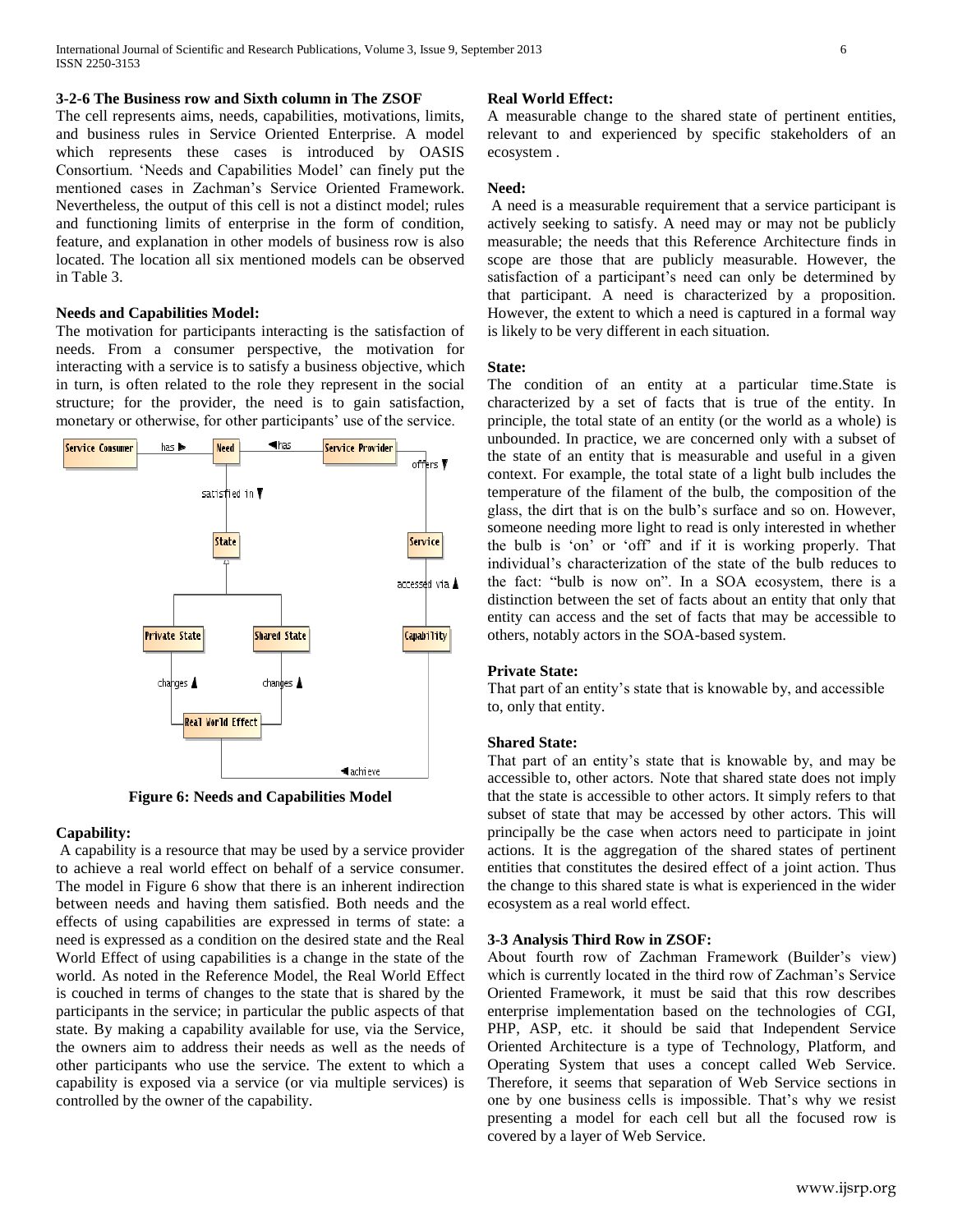### 3-2-6 The Business row and Sixth column in The ZSOF

The cell represents aims, needs, capabilities, motivations, limits, and business rules in Service Oriented Enterprise. A model which represents these cases is introduced by OASIS Consortium. 'Needs and Capabilities Model' can finely put the mentioned cases in Zachman's Service Oriented Framework. Nevertheless, the output of this cell is not a distinct model; rules and functioning limits of enterprise in the form of condition, feature, and explanation in other models of business row is also located. The location all six mentioned models can be observed in Table 3.

**Needs and Capabilities Model:**

The motivation for participants interacting is the satisfaction of needs. From a consumer perspective, the motivation for interacting with a service is to satisfy a business objective, which in turn, is often related to the role they represent in the social structure; for the provider, the need is to gain satisfaction, monetary or otherwise, for other participants' use of the service.

**Figure 6: Needs and Capabilities Model**

**Capability:**

A capability is a resource that may be used by a service provider to achieve a real world effect on behalf of a service consumer. The model in Figure 6 show that there is an inherent indirection between needs and having them satisfied. Both needs and the effects of using capabilities are expressed in terms of state: a need is expressed as a condition on the desired state and the Real World Effect of using capabilities is a change in the state of the world. As noted in the Reference Model, the Real World Effect is couched in terms of changes to the state that is shared by the participants in the service; in particular the public aspects of that state. By making a capability available for use, via the Service, the owners aim to address their needs as well as the needs of other participants who use the service. The extent to which a capability is exposed via a service (or via multiple services) is controlled by the owner of the capability.

**Real World Effect:**

A measurable change to the shared state of pertinent entities, relevant to and experienced by specific stakeholders of an ecosystem .

**Need:**

A need is a measurable requirement that a service participant is actively seeking to satisfy. A need may or may not be publicly measurable; the needs that this Reference Architecture finds in scope are those that are publicly measurable. However, the satisfaction of a participant's need can only be determined by that participant. A need is characterized by a proposition. However, the extent to which a need is captured in a formal way is likely to be very different in each situation.

**State:**

The condition of an entity at a particular time.State is characterized by a set of facts that is true of the entity. In principle, the total state of an entity (or the world as a whole) is unbounded. In practice, we are concerned only with a subset of the state of an entity that is measurable and useful in a given context. For example, the total state of a light bulb includes the temperature of the filament of the bulb, the composition of the glass, the dirt that is on the bulb's surface and so on. However, someone needing more light to read is only interested in whether the bulb is 'on' or 'off' and if it is working properly. That individual's characterization of the state of the bulb reduces to the fact: "bulb is now on". In a SOA ecosystem, there is a distinction between the set of facts about an entity that only that entity can access and the set of facts that may be accessible to others, notably actors in the SOA-based system.

**Private State:**

That part of an entity's state that is knowable by, and accessible to, only that entity.

**Shared State:**

That part of an entity's state that is knowable by, and may be accessible to, other actors. Note that shared state does not imply that the state is accessible to other actors. It simply refers to that subset of state that may be accessed by other actors. This will principally be the case when actors need to participate in joint actions. It is the aggregation of the shared states of pertinent entities that constitutes the desired effect of a joint action. Thus the change to this shared state is what is experienced in the wider ecosystem as a real world effect.

### 3-3 Analysis Third Row in ZSOF:

About fourth row of Zachman Framework (Builder's view) which is currently located in the third row of Zachman's Service Oriented Framework, it must be said that this row describes enterprise implementation based on the technologies of CGI, PHP, ASP, etc. it should be said that Independent Service Oriented Architecture is a type of Technology, Platform, and Operating System that uses a concept called Web Service. Therefore, it seems that separation of Web Service sections in one by one business cells is impossible. That's why we resist presenting a model for each cell but all the focused row is covered by a layer of Web Service.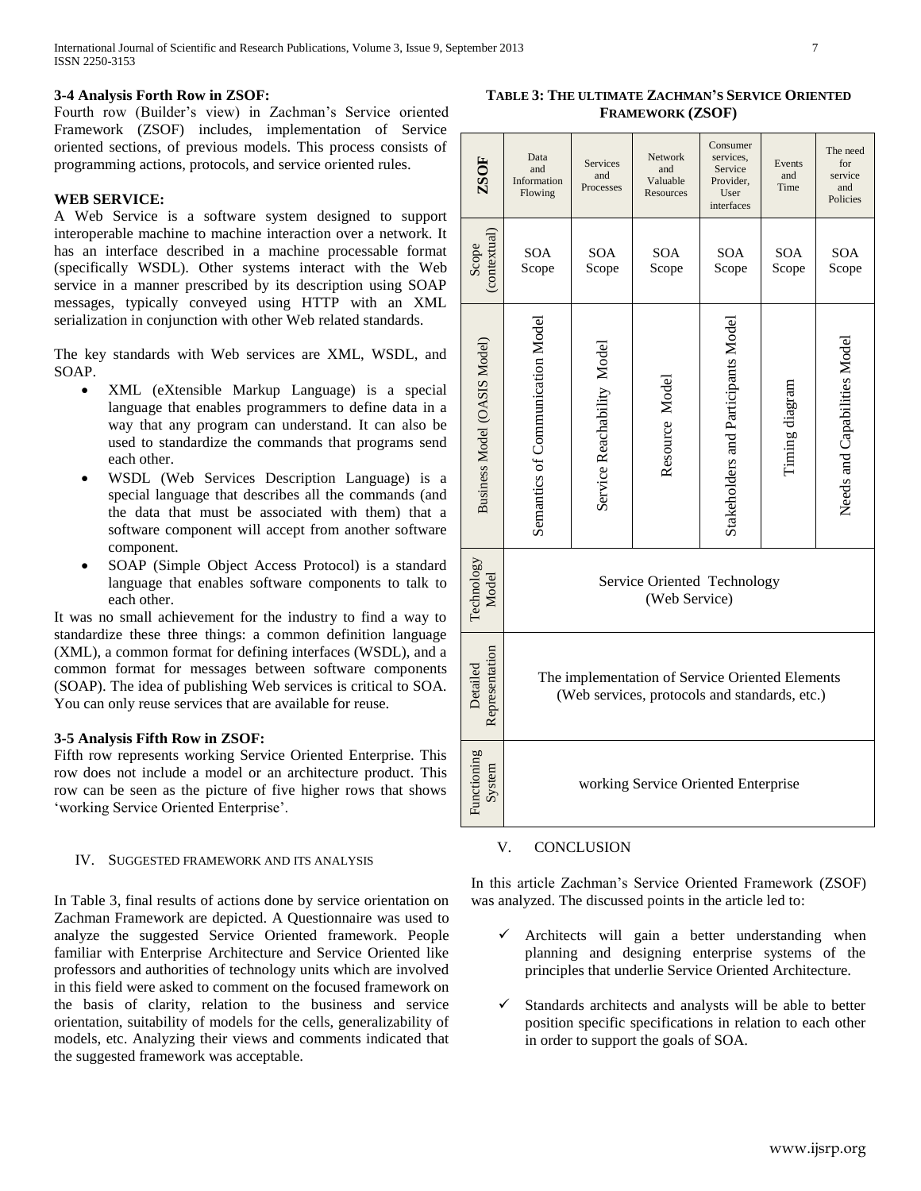### 3-4 Analysis Forth Row in ZSOF:

Fourth row (Builder's view) in Zachman's Service oriented Framework (ZSOF) includes, implementation of Service oriented sections, of previous models. This process consists of programming actions, protocols, and service oriented rules.

**WEB SERVICE:**

A Web Service is a software system designed to support interoperable machine to machine interaction over a network. It has an interface described in a machine processable format (specifically WSDL). Other systems interact with the Web service in a manner prescribed by its description using SOAP messages, typically conveyed using HTTP with an XML serialization in conjunction with other Web related standards.

The key standards with Web services are XML, WSDL, and SOAP.

- XML (eXtensible Markup Language) is a special language that enables programmers to define data in a way that any program can understand. It can also be used to standardize the commands that programs send each other.
- WSDL (Web Services Description Language) is a special language that describes all the commands (and the data that must be associated with them) that a software component will accept from another software component.
- SOAP (Simple Object Access Protocol) is a standard language that enables software components to talk to each other.

It was no small achievement for the industry to find a way to standardize these three things: a common definition language (XML), a common format for defining interfaces (WSDL), and a common format for messages between software components (SOAP). The idea of publishing Web services is critical to SOA. You can only reuse services that are available for reuse.

### 3-5 Analysis Fifth Row in ZSOF:

Fifth row represents working Service Oriented Enterprise. This row does not include a model or an architecture product. This row can be seen as the picture of five higher rows that shows 'working Service Oriented Enterprise'.

## IV. Suggested Framework and Its Analysis

In Table 3, final results of actions done by service orientation on Zachman Framework are depicted. A Questionnaire was used to analyze the suggested Service Oriented framework. People familiar with Enterprise Architecture and Service Oriented like professors and authorities of technology units which are involved in this field were asked to comment on the focused framework on the basis of clarity, relation to the business and service orientation, suitability of models for the cells, generalizability of models, etc. Analyzing their views and comments indicated that the suggested framework was acceptable.

**Table 3: The ultimate Zachman's Service Oriented Framework (ZSOF)**

| ZSOF | Data and Information Flowing | Services and Processes | Network and Valuable Resources | Consumer services, Service Provider, User interfaces | Events and Time | The need for service and Policies |
|---|---|---|---|---|---|---|
| Scope (contextual) | SOA Scope | SOA Scope | SOA Scope | SOA Scope | SOA Scope | SOA Scope |
| Business Model (OASIS Model) | Semantics of Communication Model | Service Reachability Model | Resource Model | Stakeholders and Participants Model | Timing diagram | Needs and Capabilities Model |
| Technology Model | Service Oriented Technology (Web Service) | | | | | |
| Detailed Representation | The implementation of Service Oriented Elements (Web services, protocols and standards, etc.) | | | | | |
| Functioning System | working Service Oriented Enterprise | | | | | |

## V. Conclusion

In this article Zachman's Service Oriented Framework (ZSOF) was analyzed. The discussed points in the article led to:

- ✓ Architects will gain a better understanding when planning and designing enterprise systems of the principles that underlie Service Oriented Architecture.
- ✓ Standards architects and analysts will be able to better position specific specifications in relation to each other in order to support the goals of SOA.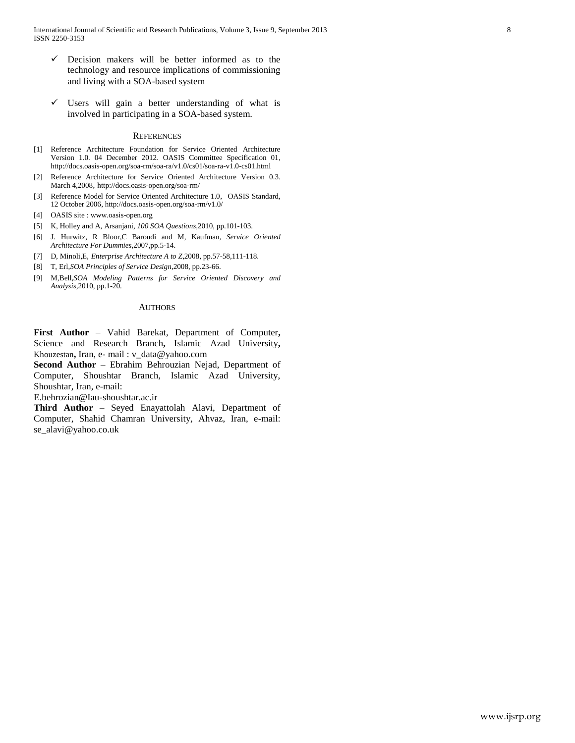- ✓ Decision makers will be better informed as to the technology and resource implications of commissioning and living with a SOA-based system

- ✓ Users will gain a better understanding of what is involved in participating in a SOA-based system.

## REFERENCES

[1] Reference Architecture Foundation for Service Oriented Architecture Version 1.0. 04 December 2012. OASIS Committee Specification 01, http://docs.oasis-open.org/soa-rm/soa-ra/v1.0/cs01/soa-ra-v1.0-cs01.html

[2] Reference Architecture for Service Oriented Architecture Version 0.3. March 4,2008, http://docs.oasis-open.org/soa-rm/

[3] Reference Model for Service Oriented Architecture 1.0, OASIS Standard, 12 October 2006, http://docs.oasis-open.org/soa-rm/v1.0/

[4] OASIS site : www.oasis-open.org

[5] K, Holley and A, Arsanjani, *100 SOA Questions*,2010, pp.101-103.

[6] J. Hurwitz, R Bloor,C Baroudi and M, Kaufman, *Service Oriented Architecture For Dummies*,2007,pp.5-14.

[7] D, Minoli,E, *Enterprise Architecture A to Z*,2008, pp.57-58,111-118.

[8] T, Erl,*SOA Principles of Service Design*,2008, pp.23-66.

[9] M,Bell,*SOA Modeling Patterns for Service Oriented Discovery and Analysis*,2010, pp.1-20.

## AUTHORS

**First Author** – Vahid Barekat, Department of Computer**,** Science and Research Branch**,** Islamic Azad University**,** Khouzestan**,** Iran, e- mail : v_data@yahoo.com

**Second Author** – Ebrahim Behrouzian Nejad, Department of Computer, Shoushtar Branch, Islamic Azad University, Shoushtar, Iran, e-mail: E.behrozian@Iau-shoushtar.ac.ir

**Third Author** – Seyed Enayattolah Alavi, Department of Computer, Shahid Chamran University, Ahvaz, Iran, e-mail: se_alavi@yahoo.co.uk